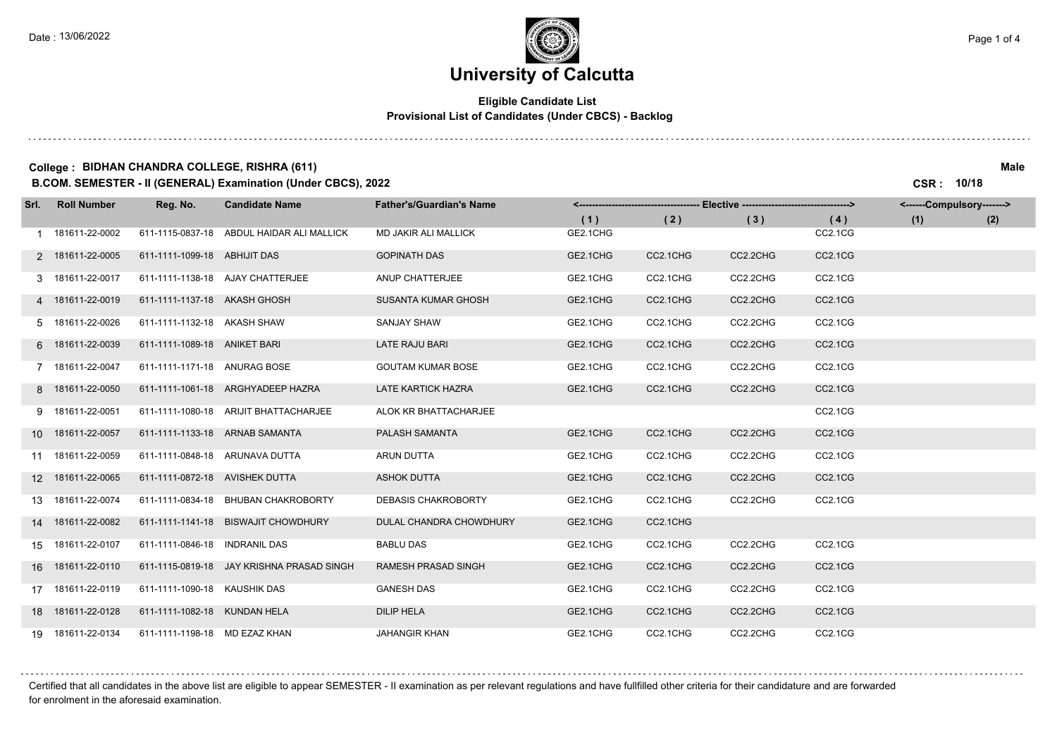# University of Calcutta

**Eligible Candidate List**
**Provisional List of Candidates (Under CBCS) - Backlog**

**College : BIDHAN CHANDRA COLLEGE, RISHRA (611)** — **Male**

**B.COM. SEMESTER - II (GENERAL) Examination (Under CBCS), 2022** — **CSR : 10/18**

| Srl. | Roll Number | Reg. No. | Candidate Name | Father's/Guardian's Name | Elective (1) | Elective (2) | Elective (3) | Elective (4) | Compulsory (1) | Compulsory (2) |
|---|---|---|---|---|---|---|---|---|---|---|
| 1 | 181611-22-0002 | 611-1115-0837-18 | ABDUL HAIDAR ALI MALLICK | MD JAKIR ALI MALLICK | GE2.1CHG | | | CC2.1CG | | |
| 2 | 181611-22-0005 | 611-1111-1099-18 | ABHIJIT DAS | GOPINATH DAS | GE2.1CHG | CC2.1CHG | CC2.2CHG | CC2.1CG | | |
| 3 | 181611-22-0017 | 611-1111-1138-18 | AJAY CHATTERJEE | ANUP CHATTERJEE | GE2.1CHG | CC2.1CHG | CC2.2CHG | CC2.1CG | | |
| 4 | 181611-22-0019 | 611-1111-1137-18 | AKASH GHOSH | SUSANTA KUMAR GHOSH | GE2.1CHG | CC2.1CHG | CC2.2CHG | CC2.1CG | | |
| 5 | 181611-22-0026 | 611-1111-1132-18 | AKASH SHAW | SANJAY SHAW | GE2.1CHG | CC2.1CHG | CC2.2CHG | CC2.1CG | | |
| 6 | 181611-22-0039 | 611-1111-1089-18 | ANIKET BARI | LATE RAJU BARI | GE2.1CHG | CC2.1CHG | CC2.2CHG | CC2.1CG | | |
| 7 | 181611-22-0047 | 611-1111-1171-18 | ANURAG BOSE | GOUTAM KUMAR BOSE | GE2.1CHG | CC2.1CHG | CC2.2CHG | CC2.1CG | | |
| 8 | 181611-22-0050 | 611-1111-1061-18 | ARGHYADEEP HAZRA | LATE KARTICK HAZRA | GE2.1CHG | CC2.1CHG | CC2.2CHG | CC2.1CG | | |
| 9 | 181611-22-0051 | 611-1111-1080-18 | ARIJIT BHATTACHARJEE | ALOK KR BHATTACHARJEE | | | | CC2.1CG | | |
| 10 | 181611-22-0057 | 611-1111-1133-18 | ARNAB SAMANTA | PALASH SAMANTA | GE2.1CHG | CC2.1CHG | CC2.2CHG | CC2.1CG | | |
| 11 | 181611-22-0059 | 611-1111-0848-18 | ARUNAVA DUTTA | ARUN DUTTA | GE2.1CHG | CC2.1CHG | CC2.2CHG | CC2.1CG | | |
| 12 | 181611-22-0065 | 611-1111-0872-18 | AVISHEK DUTTA | ASHOK DUTTA | GE2.1CHG | CC2.1CHG | CC2.2CHG | CC2.1CG | | |
| 13 | 181611-22-0074 | 611-1111-0834-18 | BHUBAN CHAKROBORTY | DEBASIS CHAKROBORTY | GE2.1CHG | CC2.1CHG | CC2.2CHG | CC2.1CG | | |
| 14 | 181611-22-0082 | 611-1111-1141-18 | BISWAJIT CHOWDHURY | DULAL CHANDRA CHOWDHURY | GE2.1CHG | CC2.1CHG | | | | |
| 15 | 181611-22-0107 | 611-1111-0846-18 | INDRANIL DAS | BABLU DAS | GE2.1CHG | CC2.1CHG | CC2.2CHG | CC2.1CG | | |
| 16 | 181611-22-0110 | 611-1115-0819-18 | JAY KRISHNA PRASAD SINGH | RAMESH PRASAD SINGH | GE2.1CHG | CC2.1CHG | CC2.2CHG | CC2.1CG | | |
| 17 | 181611-22-0119 | 611-1111-1090-18 | KAUSHIK DAS | GANESH DAS | GE2.1CHG | CC2.1CHG | CC2.2CHG | CC2.1CG | | |
| 18 | 181611-22-0128 | 611-1111-1082-18 | KUNDAN HELA | DILIP HELA | GE2.1CHG | CC2.1CHG | CC2.2CHG | CC2.1CG | | |
| 19 | 181611-22-0134 | 611-1111-1198-18 | MD EZAZ KHAN | JAHANGIR KHAN | GE2.1CHG | CC2.1CHG | CC2.2CHG | CC2.1CG | | |

Certified that all candidates in the above list are eligible to appear SEMESTER - II examination as per relevant regulations and have fullfilled other criteria for their candidature and are forwarded for enrolment in the aforesaid examination.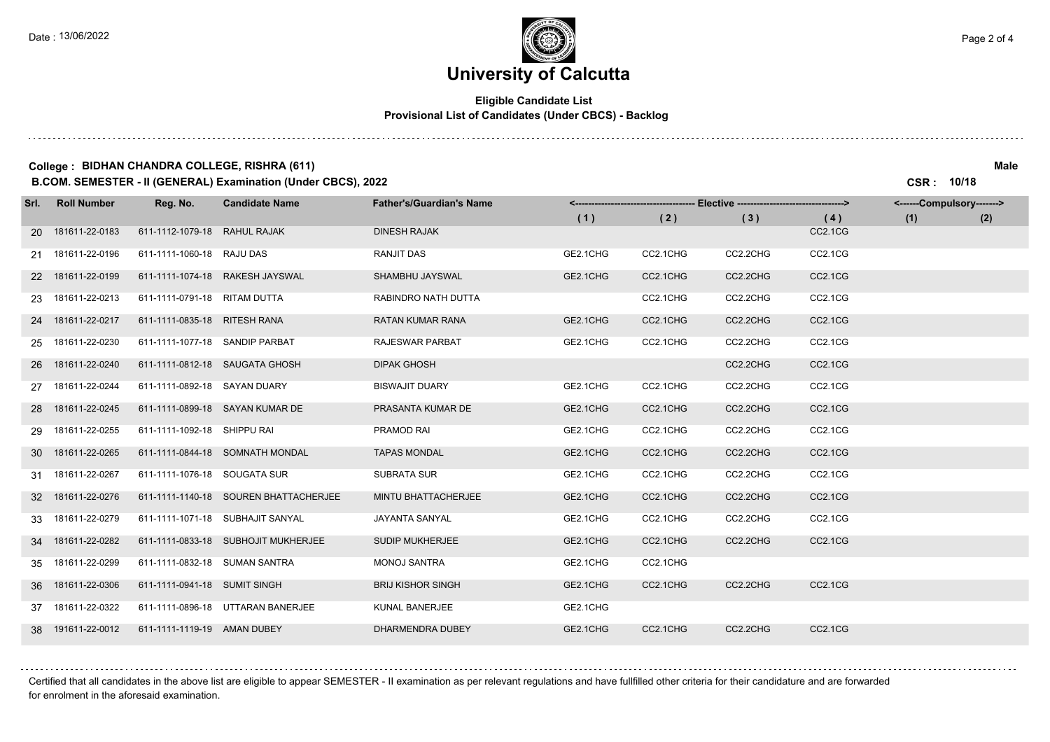# University of Calcutta

**Eligible Candidate List**
**Provisional List of Candidates (Under CBCS) - Backlog**

**College : BIDHAN CHANDRA COLLEGE, RISHRA (611)** **Male**

**B.COM. SEMESTER - II (GENERAL) Examination (Under CBCS), 2022** **CSR : 10/18**

| Srl. | Roll Number | Reg. No. | Candidate Name | Father's/Guardian's Name | Elective | | | | Compulsory | |
|---|---|---|---|---|---|---|---|---|---|---|
| | | | | | (1) | (2) | (3) | (4) | (1) | (2) |
| 20 | 181611-22-0183 | 611-1112-1079-18 | RAHUL RAJAK | DINESH RAJAK | | | | CC2.1CG | | |
| 21 | 181611-22-0196 | 611-1111-1060-18 | RAJU DAS | RANJIT DAS | GE2.1CHG | CC2.1CHG | CC2.2CHG | CC2.1CG | | |
| 22 | 181611-22-0199 | 611-1111-1074-18 | RAKESH JAYSWAL | SHAMBHU JAYSWAL | GE2.1CHG | CC2.1CHG | CC2.2CHG | CC2.1CG | | |
| 23 | 181611-22-0213 | 611-1111-0791-18 | RITAM DUTTA | RABINDRO NATH DUTTA | | CC2.1CHG | CC2.2CHG | CC2.1CG | | |
| 24 | 181611-22-0217 | 611-1111-0835-18 | RITESH RANA | RATAN KUMAR RANA | GE2.1CHG | CC2.1CHG | CC2.2CHG | CC2.1CG | | |
| 25 | 181611-22-0230 | 611-1111-1077-18 | SANDIP PARBAT | RAJESWAR PARBAT | GE2.1CHG | CC2.1CHG | CC2.2CHG | CC2.1CG | | |
| 26 | 181611-22-0240 | 611-1111-0812-18 | SAUGATA GHOSH | DIPAK GHOSH | | | CC2.2CHG | CC2.1CG | | |
| 27 | 181611-22-0244 | 611-1111-0892-18 | SAYAN DUARY | BISWAJIT DUARY | GE2.1CHG | CC2.1CHG | CC2.2CHG | CC2.1CG | | |
| 28 | 181611-22-0245 | 611-1111-0899-18 | SAYAN KUMAR DE | PRASANTA KUMAR DE | GE2.1CHG | CC2.1CHG | CC2.2CHG | CC2.1CG | | |
| 29 | 181611-22-0255 | 611-1111-1092-18 | SHIPPU RAI | PRAMOD RAI | GE2.1CHG | CC2.1CHG | CC2.2CHG | CC2.1CG | | |
| 30 | 181611-22-0265 | 611-1111-0844-18 | SOMNATH MONDAL | TAPAS MONDAL | GE2.1CHG | CC2.1CHG | CC2.2CHG | CC2.1CG | | |
| 31 | 181611-22-0267 | 611-1111-1076-18 | SOUGATA SUR | SUBRATA SUR | GE2.1CHG | CC2.1CHG | CC2.2CHG | CC2.1CG | | |
| 32 | 181611-22-0276 | 611-1111-1140-18 | SOUREN BHATTACHERJEE | MINTU BHATTACHERJEE | GE2.1CHG | CC2.1CHG | CC2.2CHG | CC2.1CG | | |
| 33 | 181611-22-0279 | 611-1111-1071-18 | SUBHAJIT SANYAL | JAYANTA SANYAL | GE2.1CHG | CC2.1CHG | CC2.2CHG | CC2.1CG | | |
| 34 | 181611-22-0282 | 611-1111-0833-18 | SUBHOJIT MUKHERJEE | SUDIP MUKHERJEE | GE2.1CHG | CC2.1CHG | CC2.2CHG | CC2.1CG | | |
| 35 | 181611-22-0299 | 611-1111-0832-18 | SUMAN SANTRA | MONOJ SANTRA | GE2.1CHG | CC2.1CHG | | | | |
| 36 | 181611-22-0306 | 611-1111-0941-18 | SUMIT SINGH | BRIJ KISHOR SINGH | GE2.1CHG | CC2.1CHG | CC2.2CHG | CC2.1CG | | |
| 37 | 181611-22-0322 | 611-1111-0896-18 | UTTARAN BANERJEE | KUNAL BANERJEE | GE2.1CHG | | | | | |
| 38 | 191611-22-0012 | 611-1111-1119-19 | AMAN DUBEY | DHARMENDRA DUBEY | GE2.1CHG | CC2.1CHG | CC2.2CHG | CC2.1CG | | |

Certified that all candidates in the above list are eligible to appear SEMESTER - II examination as per relevant regulations and have fullfilled other criteria for their candidature and are forwarded for enrolment in the aforesaid examination.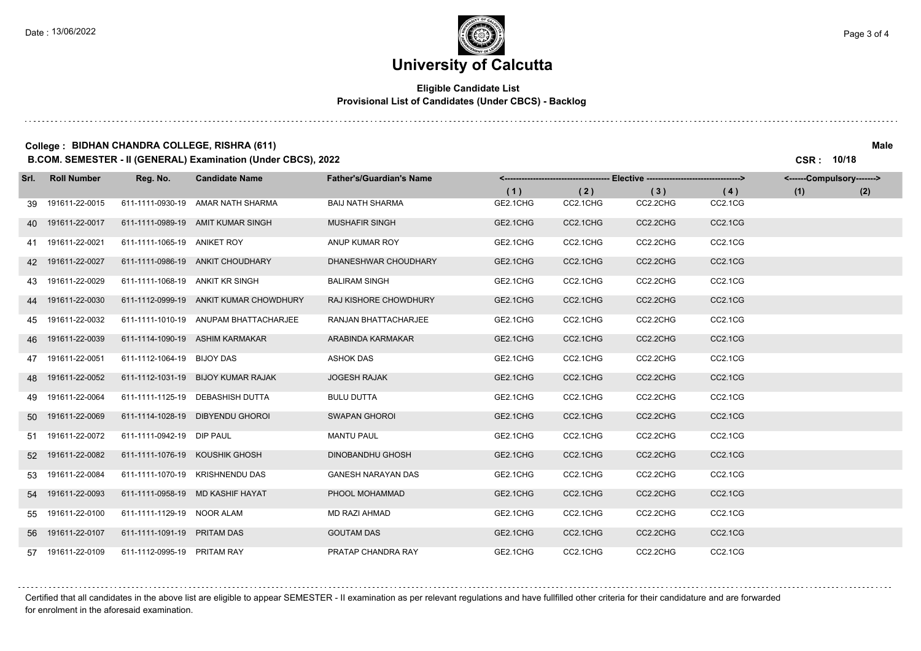# University of Calcutta

**Eligible Candidate List**
**Provisional List of Candidates (Under CBCS) - Backlog**

**College : BIDHAN CHANDRA COLLEGE, RISHRA (611)** **Male**

**B.COM. SEMESTER - II (GENERAL) Examination (Under CBCS), 2022** **CSR : 10/18**

| Srl. | Roll Number | Reg. No. | Candidate Name | Father's/Guardian's Name | Elective (1) | Elective (2) | Elective (3) | Elective (4) | Compulsory (1) | Compulsory (2) |
|---|---|---|---|---|---|---|---|---|---|---|
| 39 | 191611-22-0015 | 611-1111-0930-19 | AMAR NATH SHARMA | BAIJ NATH SHARMA | GE2.1CHG | CC2.1CHG | CC2.2CHG | CC2.1CG | | |
| 40 | 191611-22-0017 | 611-1111-0989-19 | AMIT KUMAR SINGH | MUSHAFIR SINGH | GE2.1CHG | CC2.1CHG | CC2.2CHG | CC2.1CG | | |
| 41 | 191611-22-0021 | 611-1111-1065-19 | ANIKET ROY | ANUP KUMAR ROY | GE2.1CHG | CC2.1CHG | CC2.2CHG | CC2.1CG | | |
| 42 | 191611-22-0027 | 611-1111-0986-19 | ANKIT CHOUDHARY | DHANESHWAR CHOUDHARY | GE2.1CHG | CC2.1CHG | CC2.2CHG | CC2.1CG | | |
| 43 | 191611-22-0029 | 611-1111-1068-19 | ANKIT KR SINGH | BALIRAM SINGH | GE2.1CHG | CC2.1CHG | CC2.2CHG | CC2.1CG | | |
| 44 | 191611-22-0030 | 611-1112-0999-19 | ANKIT KUMAR CHOWDHURY | RAJ KISHORE CHOWDHURY | GE2.1CHG | CC2.1CHG | CC2.2CHG | CC2.1CG | | |
| 45 | 191611-22-0032 | 611-1111-1010-19 | ANUPAM BHATTACHARJEE | RANJAN BHATTACHARJEE | GE2.1CHG | CC2.1CHG | CC2.2CHG | CC2.1CG | | |
| 46 | 191611-22-0039 | 611-1114-1090-19 | ASHIM KARMAKAR | ARABINDA KARMAKAR | GE2.1CHG | CC2.1CHG | CC2.2CHG | CC2.1CG | | |
| 47 | 191611-22-0051 | 611-1112-1064-19 | BIJOY DAS | ASHOK DAS | GE2.1CHG | CC2.1CHG | CC2.2CHG | CC2.1CG | | |
| 48 | 191611-22-0052 | 611-1112-1031-19 | BIJOY KUMAR RAJAK | JOGESH RAJAK | GE2.1CHG | CC2.1CHG | CC2.2CHG | CC2.1CG | | |
| 49 | 191611-22-0064 | 611-1111-1125-19 | DEBASHISH DUTTA | BULU DUTTA | GE2.1CHG | CC2.1CHG | CC2.2CHG | CC2.1CG | | |
| 50 | 191611-22-0069 | 611-1114-1028-19 | DIBYENDU GHOROI | SWAPAN GHOROI | GE2.1CHG | CC2.1CHG | CC2.2CHG | CC2.1CG | | |
| 51 | 191611-22-0072 | 611-1111-0942-19 | DIP PAUL | MANTU PAUL | GE2.1CHG | CC2.1CHG | CC2.2CHG | CC2.1CG | | |
| 52 | 191611-22-0082 | 611-1111-1076-19 | KOUSHIK GHOSH | DINOBANDHU GHOSH | GE2.1CHG | CC2.1CHG | CC2.2CHG | CC2.1CG | | |
| 53 | 191611-22-0084 | 611-1111-1070-19 | KRISHNENDU DAS | GANESH NARAYAN DAS | GE2.1CHG | CC2.1CHG | CC2.2CHG | CC2.1CG | | |
| 54 | 191611-22-0093 | 611-1111-0958-19 | MD KASHIF HAYAT | PHOOL MOHAMMAD | GE2.1CHG | CC2.1CHG | CC2.2CHG | CC2.1CG | | |
| 55 | 191611-22-0100 | 611-1111-1129-19 | NOOR ALAM | MD RAZI AHMAD | GE2.1CHG | CC2.1CHG | CC2.2CHG | CC2.1CG | | |
| 56 | 191611-22-0107 | 611-1111-1091-19 | PRITAM DAS | GOUTAM DAS | GE2.1CHG | CC2.1CHG | CC2.2CHG | CC2.1CG | | |
| 57 | 191611-22-0109 | 611-1112-0995-19 | PRITAM RAY | PRATAP CHANDRA RAY | GE2.1CHG | CC2.1CHG | CC2.2CHG | CC2.1CG | | |

Certified that all candidates in the above list are eligible to appear SEMESTER - II examination as per relevant regulations and have fullfilled other criteria for their candidature and are forwarded for enrolment in the aforesaid examination.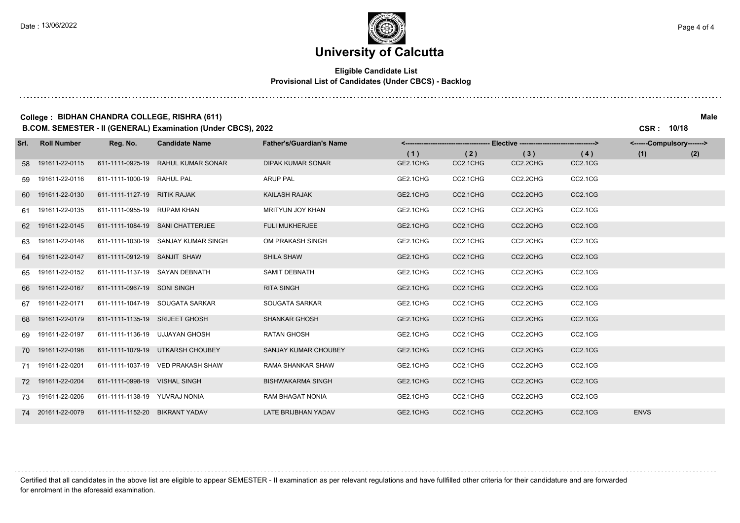# University of Calcutta

**Eligible Candidate List**
**Provisional List of Candidates (Under CBCS) - Backlog**

**College : BIDHAN CHANDRA COLLEGE, RISHRA (611)** — **Male**

**B.COM. SEMESTER - II (GENERAL) Examination (Under CBCS), 2022** — **CSR : 10/18**

| Srl. | Roll Number | Reg. No. | Candidate Name | Father's/Guardian's Name | Elective (1) | Elective (2) | Elective (3) | Elective (4) | Compulsory (1) | Compulsory (2) |
|---|---|---|---|---|---|---|---|---|---|---|
| 58 | 191611-22-0115 | 611-1111-0925-19 | RAHUL KUMAR SONAR | DIPAK KUMAR SONAR | GE2.1CHG | CC2.1CHG | CC2.2CHG | CC2.1CG | | |
| 59 | 191611-22-0116 | 611-1111-1000-19 | RAHUL PAL | ARUP PAL | GE2.1CHG | CC2.1CHG | CC2.2CHG | CC2.1CG | | |
| 60 | 191611-22-0130 | 611-1111-1127-19 | RITIK RAJAK | KAILASH RAJAK | GE2.1CHG | CC2.1CHG | CC2.2CHG | CC2.1CG | | |
| 61 | 191611-22-0135 | 611-1111-0955-19 | RUPAM KHAN | MRITYUN JOY KHAN | GE2.1CHG | CC2.1CHG | CC2.2CHG | CC2.1CG | | |
| 62 | 191611-22-0145 | 611-1111-1084-19 | SANI CHATTERJEE | FULI MUKHERJEE | GE2.1CHG | CC2.1CHG | CC2.2CHG | CC2.1CG | | |
| 63 | 191611-22-0146 | 611-1111-1030-19 | SANJAY KUMAR SINGH | OM PRAKASH SINGH | GE2.1CHG | CC2.1CHG | CC2.2CHG | CC2.1CG | | |
| 64 | 191611-22-0147 | 611-1111-0912-19 | SANJIT SHAW | SHILA SHAW | GE2.1CHG | CC2.1CHG | CC2.2CHG | CC2.1CG | | |
| 65 | 191611-22-0152 | 611-1111-1137-19 | SAYAN DEBNATH | SAMIT DEBNATH | GE2.1CHG | CC2.1CHG | CC2.2CHG | CC2.1CG | | |
| 66 | 191611-22-0167 | 611-1111-0967-19 | SONI SINGH | RITA SINGH | GE2.1CHG | CC2.1CHG | CC2.2CHG | CC2.1CG | | |
| 67 | 191611-22-0171 | 611-1111-1047-19 | SOUGATA SARKAR | SOUGATA SARKAR | GE2.1CHG | CC2.1CHG | CC2.2CHG | CC2.1CG | | |
| 68 | 191611-22-0179 | 611-1111-1135-19 | SRIJEET GHOSH | SHANKAR GHOSH | GE2.1CHG | CC2.1CHG | CC2.2CHG | CC2.1CG | | |
| 69 | 191611-22-0197 | 611-1111-1136-19 | UJJAYAN GHOSH | RATAN GHOSH | GE2.1CHG | CC2.1CHG | CC2.2CHG | CC2.1CG | | |
| 70 | 191611-22-0198 | 611-1111-1079-19 | UTKARSH CHOUBEY | SANJAY KUMAR CHOUBEY | GE2.1CHG | CC2.1CHG | CC2.2CHG | CC2.1CG | | |
| 71 | 191611-22-0201 | 611-1111-1037-19 | VED PRAKASH SHAW | RAMA SHANKAR SHAW | GE2.1CHG | CC2.1CHG | CC2.2CHG | CC2.1CG | | |
| 72 | 191611-22-0204 | 611-1111-0998-19 | VISHAL SINGH | BISHWAKARMA SINGH | GE2.1CHG | CC2.1CHG | CC2.2CHG | CC2.1CG | | |
| 73 | 191611-22-0206 | 611-1111-1138-19 | YUVRAJ NONIA | RAM BHAGAT NONIA | GE2.1CHG | CC2.1CHG | CC2.2CHG | CC2.1CG | | |
| 74 | 201611-22-0079 | 611-1111-1152-20 | BIKRANT YADAV | LATE BRIJBHAN YADAV | GE2.1CHG | CC2.1CHG | CC2.2CHG | CC2.1CG | ENVS | |

Certified that all candidates in the above list are eligible to appear SEMESTER - II examination as per relevant regulations and have fullfilled other criteria for their candidature and are forwarded for enrolment in the aforesaid examination.